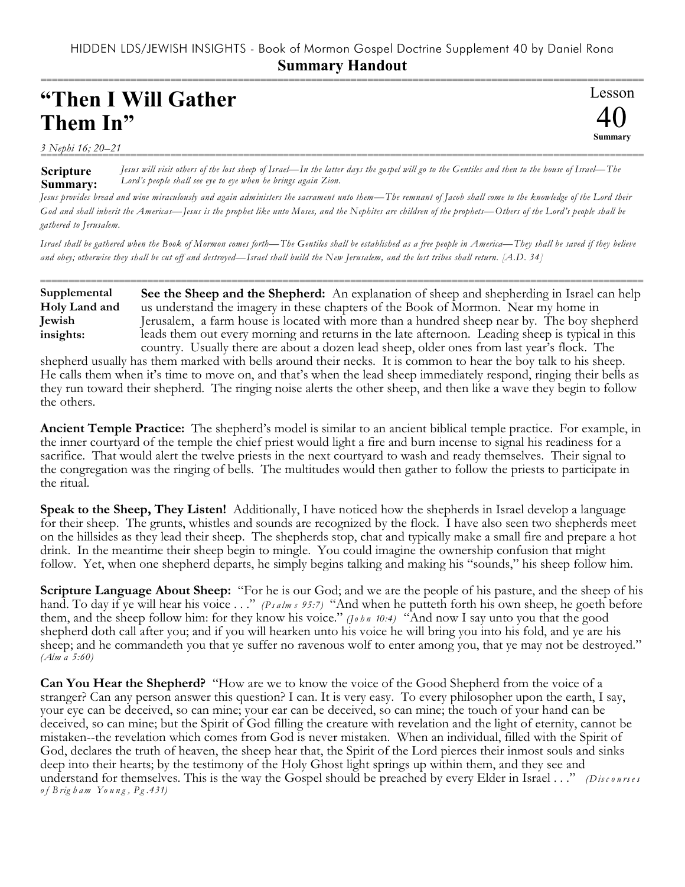HIDDEN LDS/JEWISH INSIGHTS - Book of Mormon Gospel Doctrine Supplement 40 by Daniel Rona

**Summary Handout**

# "Then I Will Gather Them In"

Lesson 40 Summary

*3 Nephi 16; 20–21*

**Scripture Summary:** *Jesus will visit others of the lost sheep of Israel—In the latter days the gospel will go to the Gentiles and then to the house of Israel—The Lord's people shall see eye to eye when he brings again Zion.*

*Jesus provides bread and wine miraculously and again administers the sacrament unto them—The remnant of Jacob shall come to the knowledge of the Lord their God and shall inherit the Americas—Jesus is the prophet like unto Moses, and the Nephites are children of the prophets—Others of the Lord's people shall be gathered to Jerusalem.*

*Israel shall be gathered when the Book of Mormon comes forth—The Gentiles shall be established as a free people in America—They shall be saved if they believe and obey; otherwise they shall be cut off and destroyed—Israel shall build the New Jerusalem, and the lost tribes shall return. [A.D. 34]*

**Supplemental Holy Land and Jewish insights:**

**See the Sheep and the Shepherd:** An explanation of sheep and shepherding in Israel can help us understand the imagery in these chapters of the Book of Mormon. Near my home in Jerusalem, a farm house is located with more than a hundred sheep near by. The boy shepherd leads them out every morning and returns in the late afternoon. Leading sheep is typical in this country. Usually there are about a dozen lead sheep, older ones from last year's flock. The shepherd usually has them marked with bells around their necks. It is common to hear the boy talk to his sheep. He calls them when it's time to move on, and that's when the lead sheep immediately respond, ringing their bells as they run toward their shepherd. The ringing noise alerts the other sheep, and then like a wave they begin to follow the others.

**Ancient Temple Practice:** The shepherd's model is similar to an ancient biblical temple practice. For example, in the inner courtyard of the temple the chief priest would light a fire and burn incense to signal his readiness for a sacrifice. That would alert the twelve priests in the next courtyard to wash and ready themselves. Their signal to the congregation was the ringing of bells. The multitudes would then gather to follow the priests to participate in the ritual.

**Speak to the Sheep, They Listen!** Additionally, I have noticed how the shepherds in Israel develop a language for their sheep. The grunts, whistles and sounds are recognized by the flock. I have also seen two shepherds meet on the hillsides as they lead their sheep. The shepherds stop, chat and typically make a small fire and prepare a hot drink. In the meantime their sheep begin to mingle. You could imagine the ownership confusion that might follow. Yet, when one shepherd departs, he simply begins talking and making his "sounds," his sheep follow him.

**Scripture Language About Sheep:** "For he is our God; and we are the people of his pasture, and the sheep of his hand. To day if ye will hear his voice . . ." *(Psalms 95:7)* "And when he putteth forth his own sheep, he goeth before them, and the sheep follow him: for they know his voice." *(John 10:4)* "And now I say unto you that the good shepherd doth call after you; and if you will hearken unto his voice he will bring you into his fold, and ye are his sheep; and he commandeth you that ye suffer no ravenous wolf to enter among you, that ye may not be destroyed." *(Alma 5:60)*

**Can You Hear the Shepherd?** "How are we to know the voice of the Good Shepherd from the voice of a stranger? Can any person answer this question? I can. It is very easy. To every philosopher upon the earth, I say, your eye can be deceived, so can mine; your ear can be deceived, so can mine; the touch of your hand can be deceived, so can mine; but the Spirit of God filling the creature with revelation and the light of eternity, cannot be mistaken--the revelation which comes from God is never mistaken. When an individual, filled with the Spirit of God, declares the truth of heaven, the sheep hear that, the Spirit of the Lord pierces their inmost souls and sinks deep into their hearts; by the testimony of the Holy Ghost light springs up within them, and they see and understand for themselves. This is the way the Gospel should be preached by every Elder in Israel . . ." *(Discourses of Brigham Young, Pg.431)*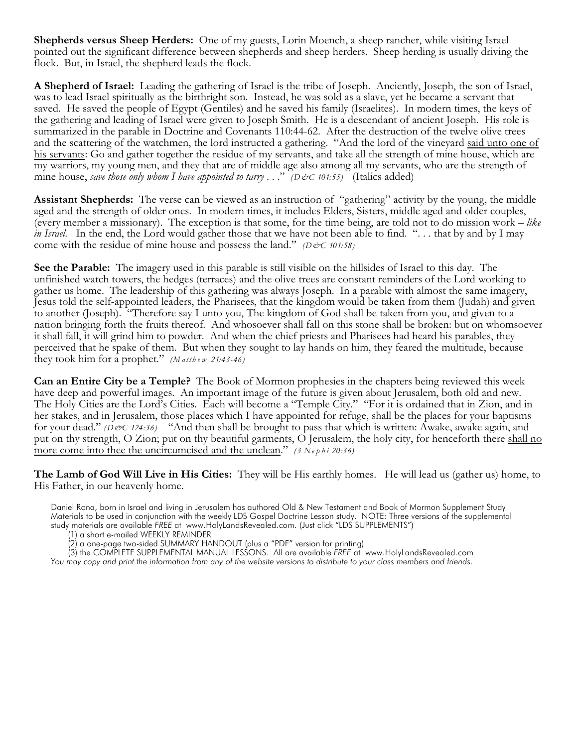**Shepherds versus Sheep Herders:** One of my guests, Lorin Moench, a sheep rancher, while visiting Israel pointed out the significant difference between shepherds and sheep herders. Sheep herding is usually driving the flock. But, in Israel, the shepherd leads the flock.

**A Shepherd of Israel:** Leading the gathering of Israel is the tribe of Joseph. Anciently, Joseph, the son of Israel, was to lead Israel spiritually as the birthright son. Instead, he was sold as a slave, yet he became a servant that saved. He saved the people of Egypt (Gentiles) and he saved his family (Israelites). In modern times, the keys of the gathering and leading of Israel were given to Joseph Smith. He is a descendant of ancient Joseph. His role is summarized in the parable in Doctrine and Covenants 110:44-62. After the destruction of the twelve olive trees and the scattering of the watchmen, the lord instructed a gathering. "And the lord of the vineyard said unto one of his servants: Go and gather together the residue of my servants, and take all the strength of mine house, which are my warriors, my young men, and they that are of middle age also among all my servants, who are the strength of mine house, *save those only whom I have appointed to tarry . . .*" *(D&C 101:55)* (Italics added)

**Assistant Shepherds:** The verse can be viewed as an instruction of "gathering" activity by the young, the middle aged and the strength of older ones. In modern times, it includes Elders, Sisters, middle aged and older couples, (every member a missionary). The exception is that some, for the time being, are told not to do mission work – *like in Israel*. In the end, the Lord would gather those that we have not been able to find. ". . . that by and by I may come with the residue of mine house and possess the land." *(D&C 101:58)*

**See the Parable:** The imagery used in this parable is still visible on the hillsides of Israel to this day. The unfinished watch towers, the hedges (terraces) and the olive trees are constant reminders of the Lord working to gather us home. The leadership of this gathering was always Joseph. In a parable with almost the same imagery, Jesus told the self-appointed leaders, the Pharisees, that the kingdom would be taken from them (Judah) and given to another (Joseph). "Therefore say I unto you, The kingdom of God shall be taken from you, and given to a nation bringing forth the fruits thereof. And whosoever shall fall on this stone shall be broken: but on whomsoever it shall fall, it will grind him to powder. And when the chief priests and Pharisees had heard his parables, they perceived that he spake of them. But when they sought to lay hands on him, they feared the multitude, because they took him for a prophet." *(Matthew 21:43-46)*

**Can an Entire City be a Temple?** The Book of Mormon prophesies in the chapters being reviewed this week have deep and powerful images. An important image of the future is given about Jerusalem, both old and new. The Holy Cities are the Lord's Cities. Each will become a "Temple City." "For it is ordained that in Zion, and in her stakes, and in Jerusalem, those places which I have appointed for refuge, shall be the places for your baptisms for your dead." *(D&C 124:36)* "And then shall be brought to pass that which is written: Awake, awake again, and put on thy strength, O Zion; put on thy beautiful garments, O Jerusalem, the holy city, for henceforth there shall no more come into thee the uncircumcised and the unclean." *(3 Nephi 20:36)*

**The Lamb of God Will Live in His Cities:** They will be His earthly homes. He will lead us (gather us) home, to His Father, in our heavenly home.

Daniel Rona, born in Israel and living in Jerusalem has authored Old & New Testament and Book of Mormon Supplement Study Materials to be used in conjunction with the weekly LDS Gospel Doctrine Lesson study. NOTE: Three versions of the supplemental study materials are available *FREE* at www.HolyLandsRevealed.com. (Just click "LDS SUPPLEMENTS")

(1) a short e-mailed WEEKLY REMINDER
(2) a one-page two-sided SUMMARY HANDOUT (plus a "PDF" version for printing)
(3) the COMPLETE SUPPLEMENTAL MANUAL LESSONS. All are available *FREE* at www.HolyLandsRevealed.com

*You may copy and print the information from any of the website versions to distribute to your class members and friends.*